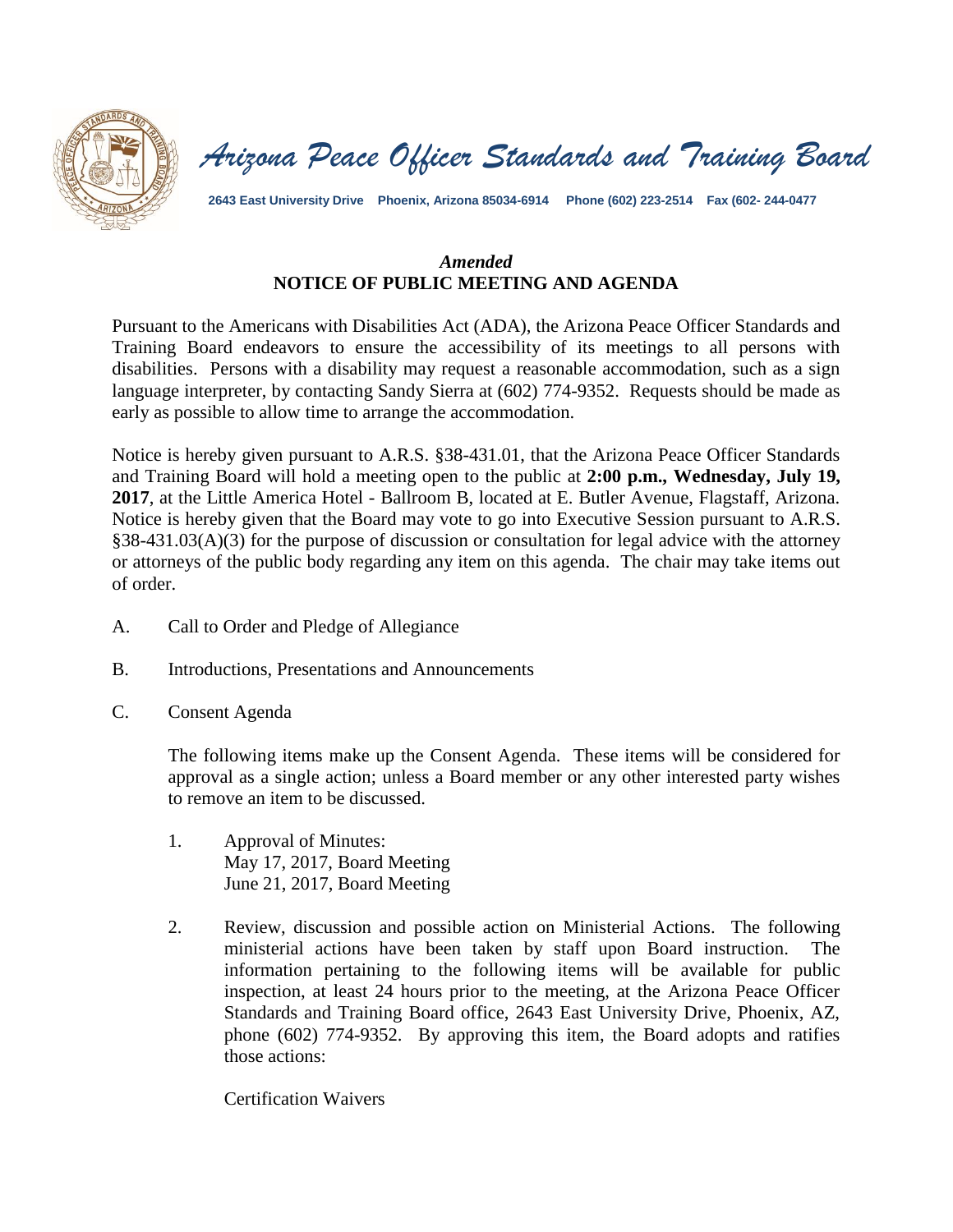# *Arizona Peace Officer Standards and Training Board*

**2643 East University Drive Phoenix, Arizona 85034-6914 Phone (602) 223-2514 Fax (602- 244-0477**

## *Amended*
## NOTICE OF PUBLIC MEETING AND AGENDA

Pursuant to the Americans with Disabilities Act (ADA), the Arizona Peace Officer Standards and Training Board endeavors to ensure the accessibility of its meetings to all persons with disabilities. Persons with a disability may request a reasonable accommodation, such as a sign language interpreter, by contacting Sandy Sierra at (602) 774-9352. Requests should be made as early as possible to allow time to arrange the accommodation.

Notice is hereby given pursuant to A.R.S. §38-431.01, that the Arizona Peace Officer Standards and Training Board will hold a meeting open to the public at **2:00 p.m., Wednesday, July 19, 2017**, at the Little America Hotel - Ballroom B, located at E. Butler Avenue, Flagstaff, Arizona. Notice is hereby given that the Board may vote to go into Executive Session pursuant to A.R.S. §38-431.03(A)(3) for the purpose of discussion or consultation for legal advice with the attorney or attorneys of the public body regarding any item on this agenda. The chair may take items out of order.

A. Call to Order and Pledge of Allegiance

B. Introductions, Presentations and Announcements

C. Consent Agenda

The following items make up the Consent Agenda. These items will be considered for approval as a single action; unless a Board member or any other interested party wishes to remove an item to be discussed.

1. Approval of Minutes:
   May 17, 2017, Board Meeting
   June 21, 2017, Board Meeting

2. Review, discussion and possible action on Ministerial Actions. The following ministerial actions have been taken by staff upon Board instruction. The information pertaining to the following items will be available for public inspection, at least 24 hours prior to the meeting, at the Arizona Peace Officer Standards and Training Board office, 2643 East University Drive, Phoenix, AZ, phone (602) 774-9352. By approving this item, the Board adopts and ratifies those actions:

   Certification Waivers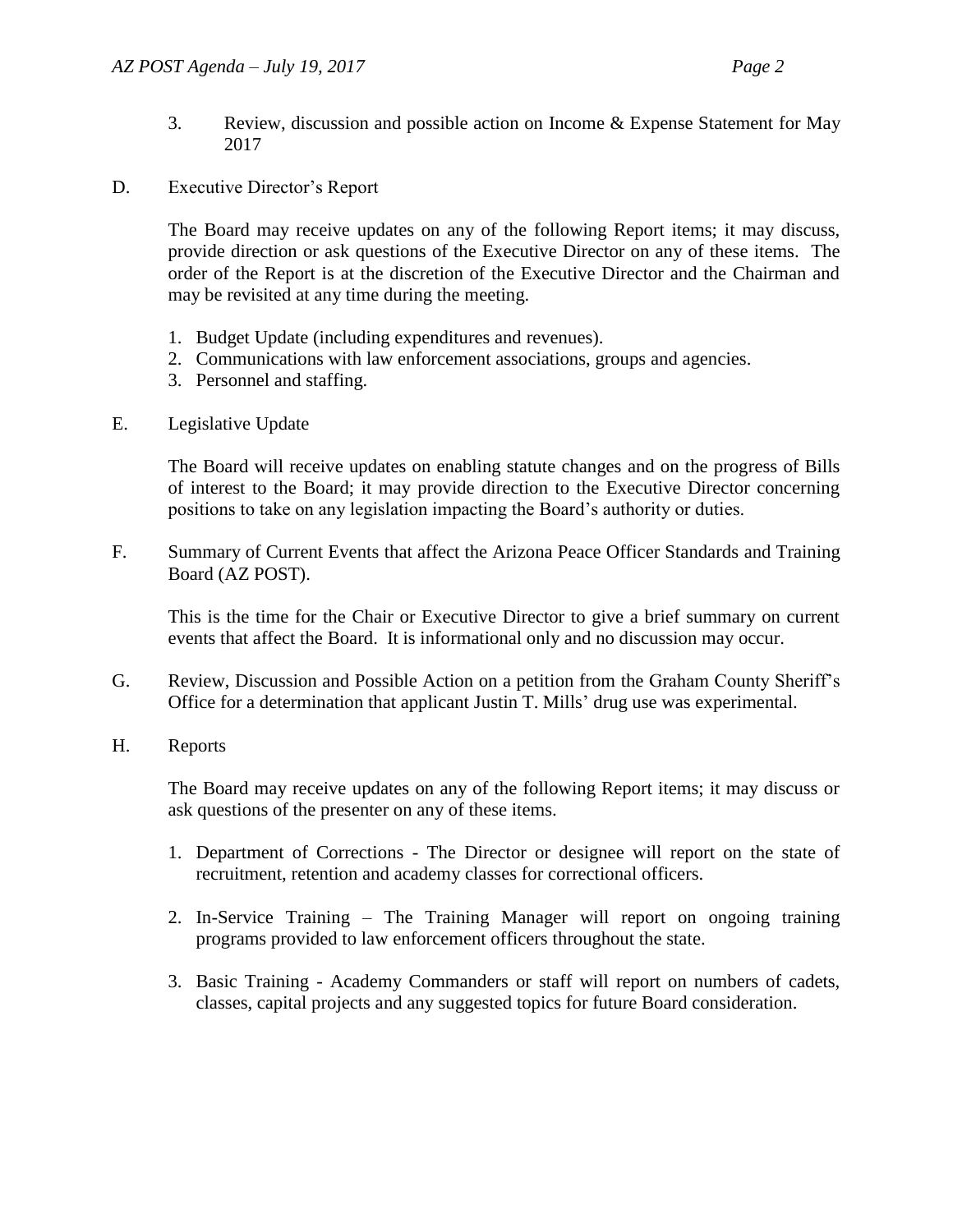3. Review, discussion and possible action on Income & Expense Statement for May 2017

D. Executive Director's Report

The Board may receive updates on any of the following Report items; it may discuss, provide direction or ask questions of the Executive Director on any of these items. The order of the Report is at the discretion of the Executive Director and the Chairman and may be revisited at any time during the meeting.

1. Budget Update (including expenditures and revenues).
2. Communications with law enforcement associations, groups and agencies.
3. Personnel and staffing.

E. Legislative Update

The Board will receive updates on enabling statute changes and on the progress of Bills of interest to the Board; it may provide direction to the Executive Director concerning positions to take on any legislation impacting the Board's authority or duties.

F. Summary of Current Events that affect the Arizona Peace Officer Standards and Training Board (AZ POST).

This is the time for the Chair or Executive Director to give a brief summary on current events that affect the Board. It is informational only and no discussion may occur.

G. Review, Discussion and Possible Action on a petition from the Graham County Sheriff's Office for a determination that applicant Justin T. Mills' drug use was experimental.

H. Reports

The Board may receive updates on any of the following Report items; it may discuss or ask questions of the presenter on any of these items.

1. Department of Corrections - The Director or designee will report on the state of recruitment, retention and academy classes for correctional officers.

2. In-Service Training – The Training Manager will report on ongoing training programs provided to law enforcement officers throughout the state.

3. Basic Training - Academy Commanders or staff will report on numbers of cadets, classes, capital projects and any suggested topics for future Board consideration.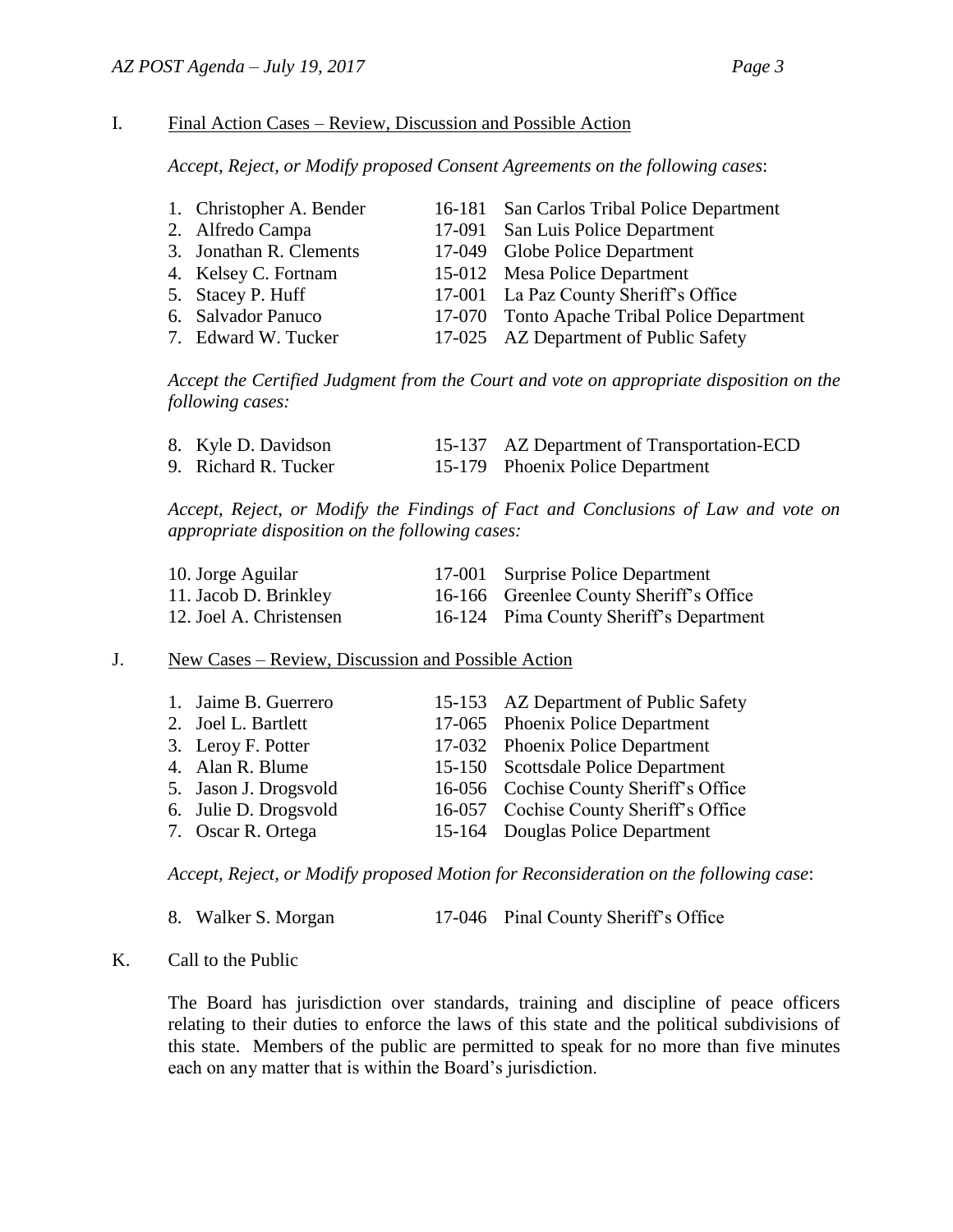I. Final Action Cases – Review, Discussion and Possible Action

*Accept, Reject, or Modify proposed Consent Agreements on the following cases*:

| | | |
|---|---|---|
| 1. Christopher A. Bender | 16-181 | San Carlos Tribal Police Department |
| 2. Alfredo Campa | 17-091 | San Luis Police Department |
| 3. Jonathan R. Clements | 17-049 | Globe Police Department |
| 4. Kelsey C. Fortnam | 15-012 | Mesa Police Department |
| 5. Stacey P. Huff | 17-001 | La Paz County Sheriff's Office |
| 6. Salvador Panuco | 17-070 | Tonto Apache Tribal Police Department |
| 7. Edward W. Tucker | 17-025 | AZ Department of Public Safety |

*Accept the Certified Judgment from the Court and vote on appropriate disposition on the following cases:*

| | | |
|---|---|---|
| 8. Kyle D. Davidson | 15-137 | AZ Department of Transportation-ECD |
| 9. Richard R. Tucker | 15-179 | Phoenix Police Department |

*Accept, Reject, or Modify the Findings of Fact and Conclusions of Law and vote on appropriate disposition on the following cases:*

| | | |
|---|---|---|
| 10. Jorge Aguilar | 17-001 | Surprise Police Department |
| 11. Jacob D. Brinkley | 16-166 | Greenlee County Sheriff's Office |
| 12. Joel A. Christensen | 16-124 | Pima County Sheriff's Department |

J. New Cases – Review, Discussion and Possible Action

| | | |
|---|---|---|
| 1. Jaime B. Guerrero | 15-153 | AZ Department of Public Safety |
| 2. Joel L. Bartlett | 17-065 | Phoenix Police Department |
| 3. Leroy F. Potter | 17-032 | Phoenix Police Department |
| 4. Alan R. Blume | 15-150 | Scottsdale Police Department |
| 5. Jason J. Drogsvold | 16-056 | Cochise County Sheriff's Office |
| 6. Julie D. Drogsvold | 16-057 | Cochise County Sheriff's Office |
| 7. Oscar R. Ortega | 15-164 | Douglas Police Department |

*Accept, Reject, or Modify proposed Motion for Reconsideration on the following case*:

| | | |
|---|---|---|
| 8. Walker S. Morgan | 17-046 | Pinal County Sheriff's Office |

K. Call to the Public

The Board has jurisdiction over standards, training and discipline of peace officers relating to their duties to enforce the laws of this state and the political subdivisions of this state. Members of the public are permitted to speak for no more than five minutes each on any matter that is within the Board's jurisdiction.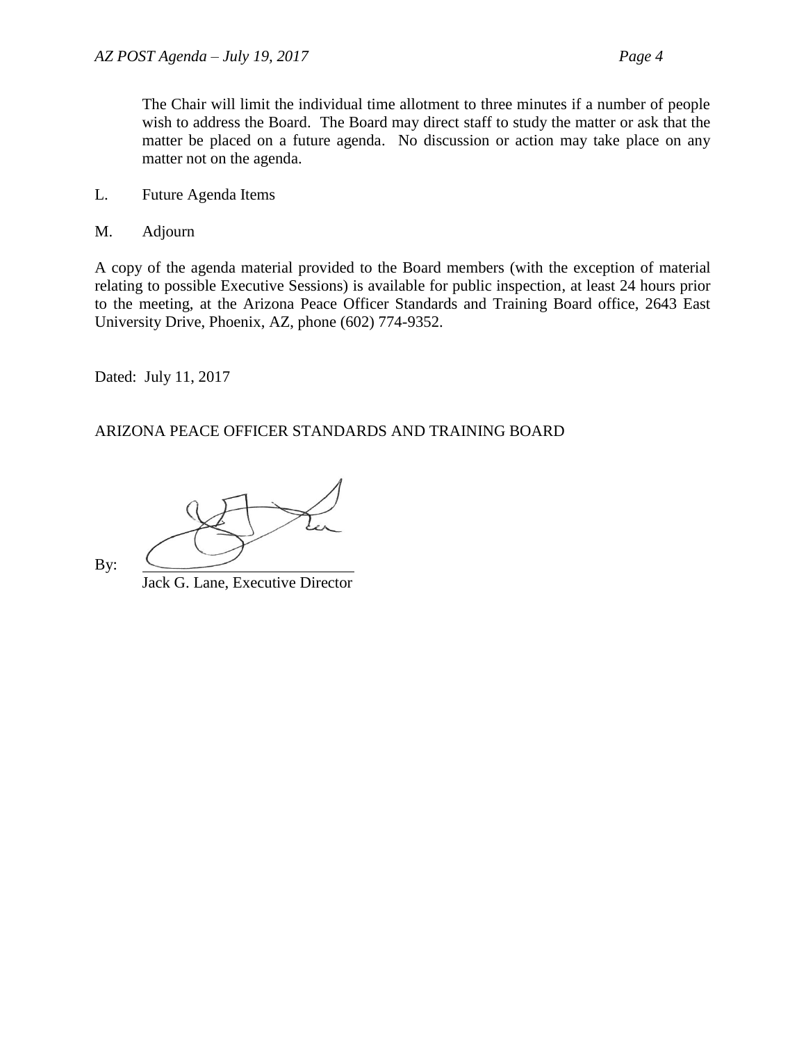The Chair will limit the individual time allotment to three minutes if a number of people wish to address the Board. The Board may direct staff to study the matter or ask that the matter be placed on a future agenda. No discussion or action may take place on any matter not on the agenda.

L. Future Agenda Items

M. Adjourn

A copy of the agenda material provided to the Board members (with the exception of material relating to possible Executive Sessions) is available for public inspection, at least 24 hours prior to the meeting, at the Arizona Peace Officer Standards and Training Board office, 2643 East University Drive, Phoenix, AZ, phone (602) 774-9352.

Dated: July 11, 2017

ARIZONA PEACE OFFICER STANDARDS AND TRAINING BOARD

By: ______________________________

Jack G. Lane, Executive Director